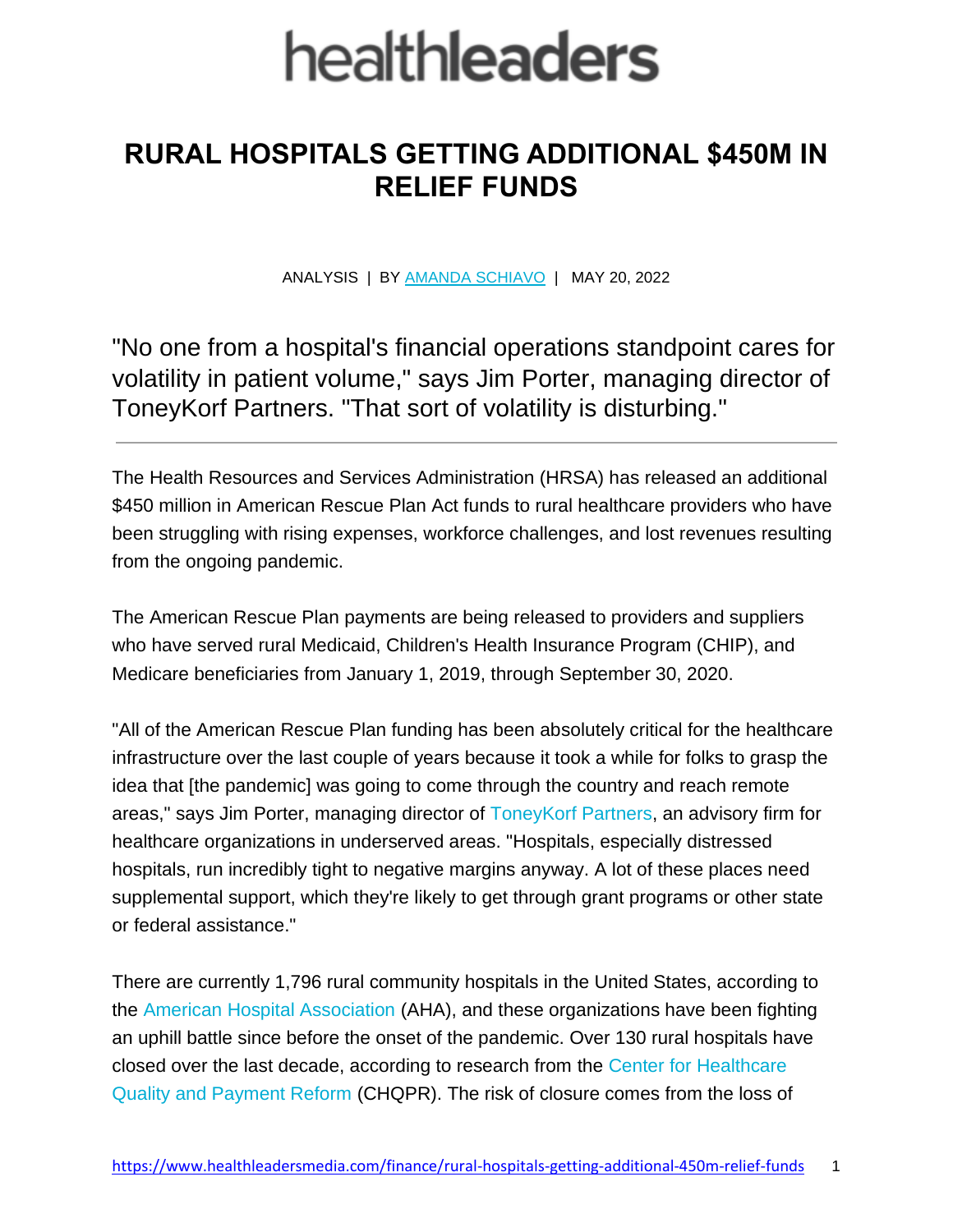# healthleaders

## RURAL HOSPITALS GETTING ADDITIONAL $450M IN RELIEF FUNDS

ANALYSIS | BY [AMANDA SCHIAVO](#) | MAY 20, 2022

"No one from a hospital's financial operations standpoint cares for volatility in patient volume," says Jim Porter, managing director of ToneyKorf Partners. "That sort of volatility is disturbing."

---

The Health Resources and Services Administration (HRSA) has released an additional $450 million in American Rescue Plan Act funds to rural healthcare providers who have been struggling with rising expenses, workforce challenges, and lost revenues resulting from the ongoing pandemic.

The American Rescue Plan payments are being released to providers and suppliers who have served rural Medicaid, Children's Health Insurance Program (CHIP), and Medicare beneficiaries from January 1, 2019, through September 30, 2020.

"All of the American Rescue Plan funding has been absolutely critical for the healthcare infrastructure over the last couple of years because it took a while for folks to grasp the idea that [the pandemic] was going to come through the country and reach remote areas," says Jim Porter, managing director of ToneyKorf Partners, an advisory firm for healthcare organizations in underserved areas. "Hospitals, especially distressed hospitals, run incredibly tight to negative margins anyway. A lot of these places need supplemental support, which they're likely to get through grant programs or other state or federal assistance."

There are currently 1,796 rural community hospitals in the United States, according to the American Hospital Association (AHA), and these organizations have been fighting an uphill battle since before the onset of the pandemic. Over 130 rural hospitals have closed over the last decade, according to research from the Center for Healthcare Quality and Payment Reform (CHQPR). The risk of closure comes from the loss of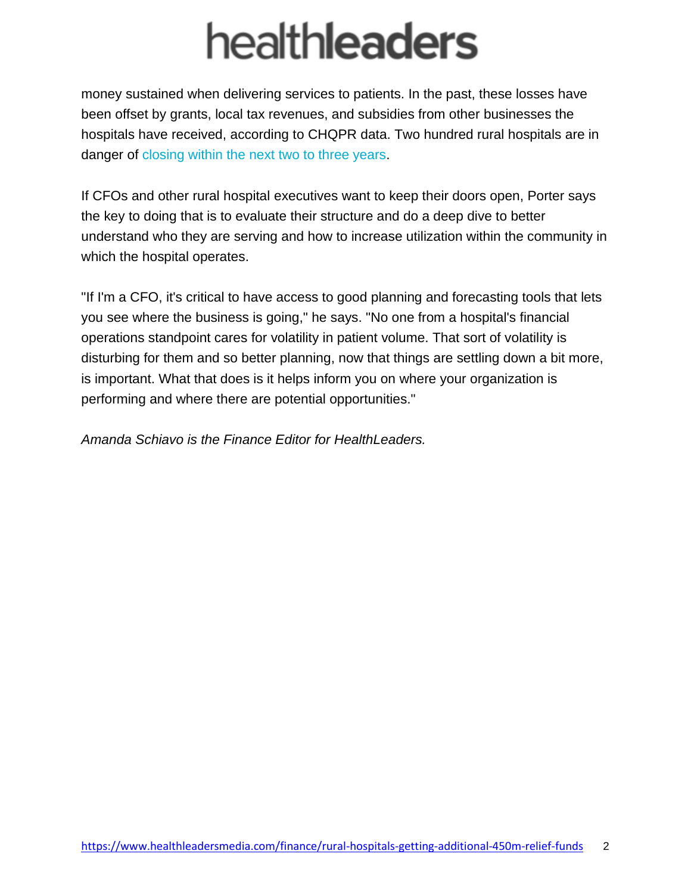money sustained when delivering services to patients. In the past, these losses have been offset by grants, local tax revenues, and subsidies from other businesses the hospitals have received, according to CHQPR data. Two hundred rural hospitals are in danger of closing within the next two to three years.

If CFOs and other rural hospital executives want to keep their doors open, Porter says the key to doing that is to evaluate their structure and do a deep dive to better understand who they are serving and how to increase utilization within the community in which the hospital operates.

"If I'm a CFO, it's critical to have access to good planning and forecasting tools that lets you see where the business is going," he says. "No one from a hospital's financial operations standpoint cares for volatility in patient volume. That sort of volatility is disturbing for them and so better planning, now that things are settling down a bit more, is important. What that does is it helps inform you on where your organization is performing and where there are potential opportunities."

*Amanda Schiavo is the Finance Editor for HealthLeaders.*